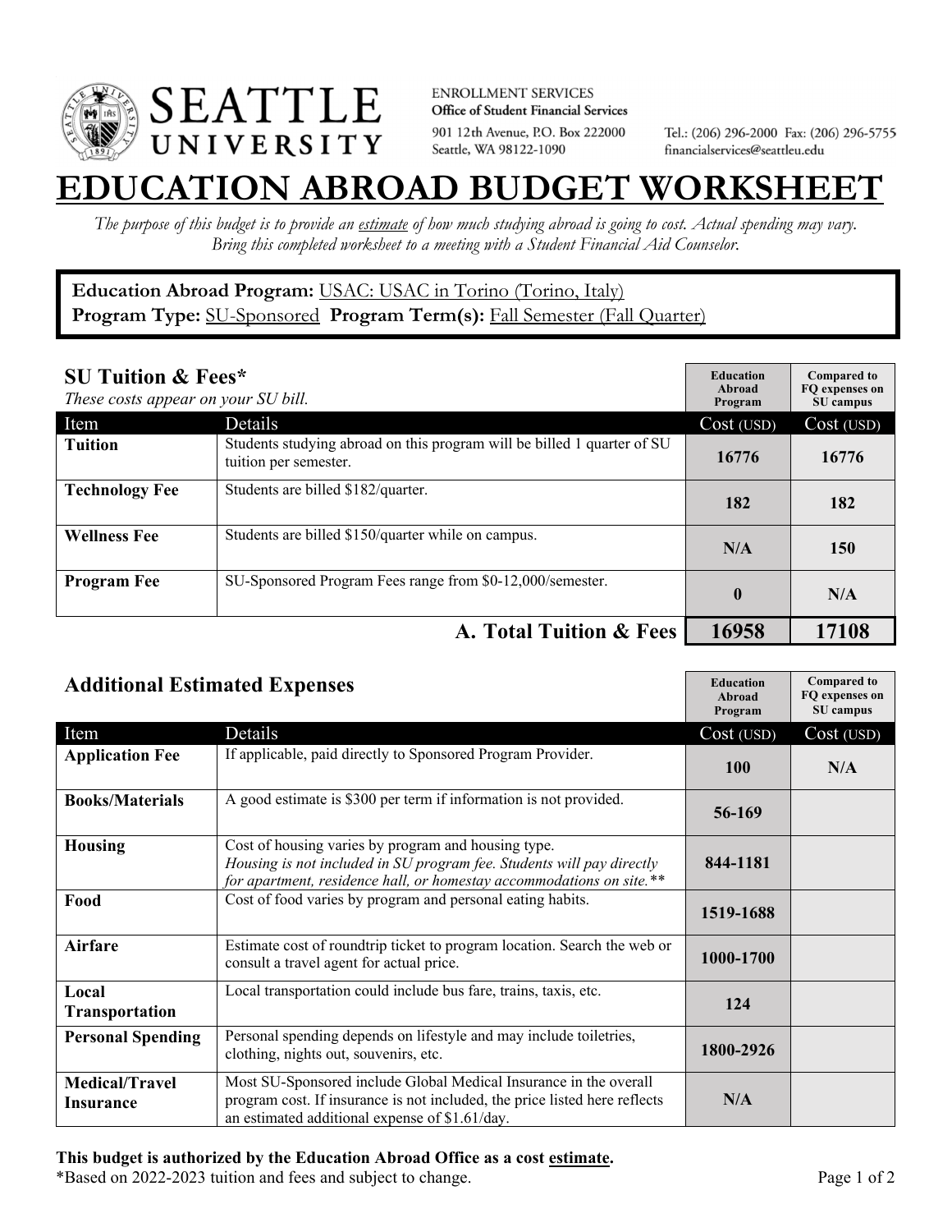SEATTLE UNIVERSITY

ENROLLMENT SERVICES
**Office of Student Financial Services**
901 12th Avenue, P.O. Box 222000
Seattle, WA 98122-1090

Tel.: (206) 296-2000 Fax: (206) 296-5755
financialservices@seattleu.edu

# EDUCATION ABROAD BUDGET WORKSHEET

*The purpose of this budget is to provide an estimate of how much studying abroad is going to cost. Actual spending may vary. Bring this completed worksheet to a meeting with a Student Financial Aid Counselor.*

**Education Abroad Program:** USAC: USAC in Torino (Torino, Italy)
**Program Type:** SU-Sponsored **Program Term(s):** Fall Semester (Fall Quarter)

## SU Tuition & Fees*

*These costs appear on your SU bill.*

| Item | Details | Education Abroad Program Cost (USD) | Compared to FQ expenses on SU campus Cost (USD) |
|---|---|---|---|
| **Tuition** | Students studying abroad on this program will be billed 1 quarter of SU tuition per semester. | 16776 | 16776 |
| **Technology Fee** | Students are billed $182/quarter. | 182 | 182 |
| **Wellness Fee** | Students are billed $150/quarter while on campus. | N/A | 150 |
| **Program Fee** | SU-Sponsored Program Fees range from $0-12,000/semester. | 0 | N/A |
| | **A. Total Tuition & Fees** | **16958** | **17108** |

## Additional Estimated Expenses

| Item | Details | Education Abroad Program Cost (USD) | Compared to FQ expenses on SU campus Cost (USD) |
|---|---|---|---|
| **Application Fee** | If applicable, paid directly to Sponsored Program Provider. | 100 | N/A |
| **Books/Materials** | A good estimate is $300 per term if information is not provided. | 56-169 | |
| **Housing** | Cost of housing varies by program and housing type. *Housing is not included in SU program fee. Students will pay directly for apartment, residence hall, or homestay accommodations on site.*** | 844-1181 | |
| **Food** | Cost of food varies by program and personal eating habits. | 1519-1688 | |
| **Airfare** | Estimate cost of roundtrip ticket to program location. Search the web or consult a travel agent for actual price. | 1000-1700 | |
| **Local Transportation** | Local transportation could include bus fare, trains, taxis, etc. | 124 | |
| **Personal Spending** | Personal spending depends on lifestyle and may include toiletries, clothing, nights out, souvenirs, etc. | 1800-2926 | |
| **Medical/Travel Insurance** | Most SU-Sponsored include Global Medical Insurance in the overall program cost. If insurance is not included, the price listed here reflects an estimated additional expense of $1.61/day. | N/A | |

**This budget is authorized by the Education Abroad Office as a cost estimate.**
*Based on 2022-2023 tuition and fees and subject to change.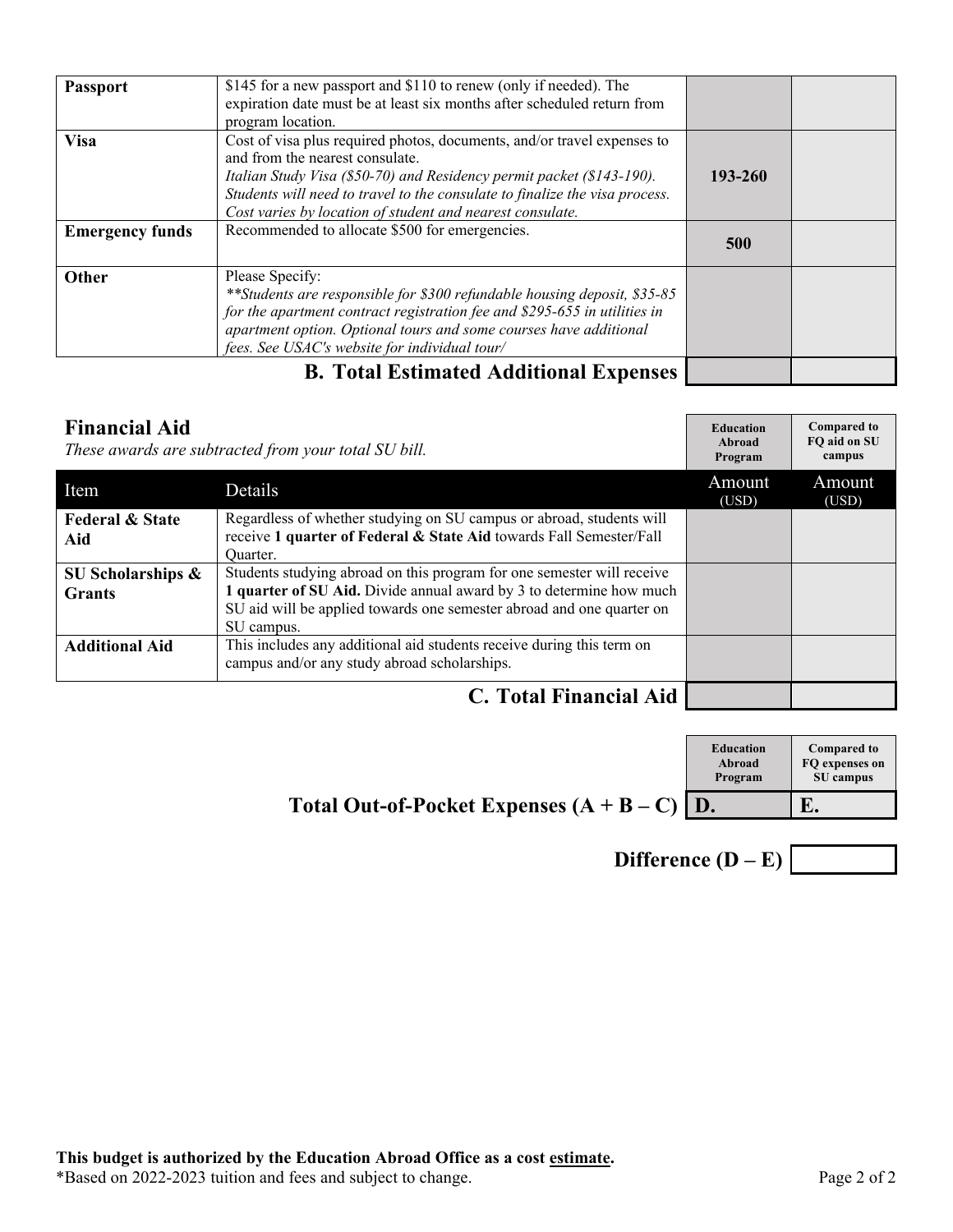| | | | |
|---|---|---|---|
| **Passport** | $145 for a new passport and $110 to renew (only if needed). The expiration date must be at least six months after scheduled return from program location. | | |
| **Visa** | Cost of visa plus required photos, documents, and/or travel expenses to and from the nearest consulate. *Italian Study Visa ($50-70) and Residency permit packet ($143-190). Students will need to travel to the consulate to finalize the visa process. Cost varies by location of student and nearest consulate.* | **193-260** | |
| **Emergency funds** | Recommended to allocate $500 for emergencies. | **500** | |
| **Other** | Please Specify: *\*\*Students are responsible for $300 refundable housing deposit, $35-85 for the apartment contract registration fee and $295-655 in utilities in apartment option. Optional tours and some courses have additional fees. See USAC's website for individual tour/* | | |
| | **B. Total Estimated Additional Expenses** | | |

## Financial Aid

*These awards are subtracted from your total SU bill.*

| Item | Details | Education Abroad Program Amount (USD) | Compared to FQ aid on SU campus Amount (USD) |
|---|---|---|---|
| **Federal & State Aid** | Regardless of whether studying on SU campus or abroad, students will receive **1 quarter of Federal & State Aid** towards Fall Semester/Fall Quarter. | | |
| **SU Scholarships & Grants** | Students studying abroad on this program for one semester will receive **1 quarter of SU Aid.** Divide annual award by 3 to determine how much SU aid will be applied towards one semester abroad and one quarter on SU campus. | | |
| **Additional Aid** | This includes any additional aid students receive during this term on campus and/or any study abroad scholarships. | | |
| | **C. Total Financial Aid** | | |

| | Education Abroad Program | Compared to FQ expenses on SU campus |
|---|---|---|
| **Total Out-of-Pocket Expenses (A + B – C)** | **D.** | **E.** |

**Difference (D – E)** ______

**This budget is authorized by the Education Abroad Office as a cost estimate.**
\*Based on 2022-2023 tuition and fees and subject to change.